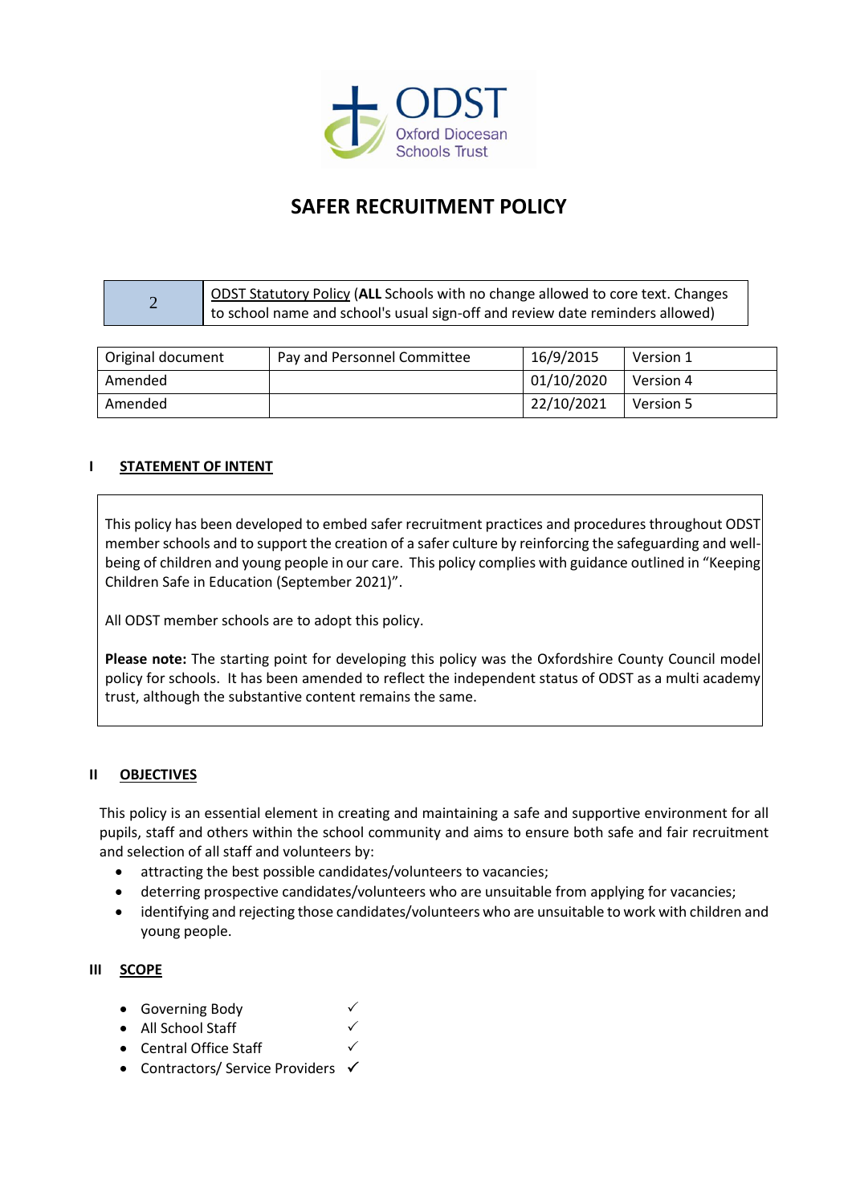# SAFER RECRUITMENT POLICY

| 2 | ODST Statutory Policy (**ALL** Schools with no change allowed to core text. Changes to school name and school's usual sign-off and review date reminders allowed) |
|---|---|

| Original document | Pay and Personnel Committee | 16/9/2015 | Version 1 |
|---|---|---|---|
| Amended | | 01/10/2020 | Version 4 |
| Amended | | 22/10/2021 | Version 5 |

## I STATEMENT OF INTENT

This policy has been developed to embed safer recruitment practices and procedures throughout ODST member schools and to support the creation of a safer culture by reinforcing the safeguarding and well-being of children and young people in our care. This policy complies with guidance outlined in "Keeping Children Safe in Education (September 2021)".

All ODST member schools are to adopt this policy.

**Please note:** The starting point for developing this policy was the Oxfordshire County Council model policy for schools. It has been amended to reflect the independent status of ODST as a multi academy trust, although the substantive content remains the same.

## II OBJECTIVES

This policy is an essential element in creating and maintaining a safe and supportive environment for all pupils, staff and others within the school community and aims to ensure both safe and fair recruitment and selection of all staff and volunteers by:

- attracting the best possible candidates/volunteers to vacancies;
- deterring prospective candidates/volunteers who are unsuitable from applying for vacancies;
- identifying and rejecting those candidates/volunteers who are unsuitable to work with children and young people.

## III SCOPE

- Governing Body ✓
- All School Staff ✓
- Central Office Staff ✓
- Contractors/ Service Providers ✓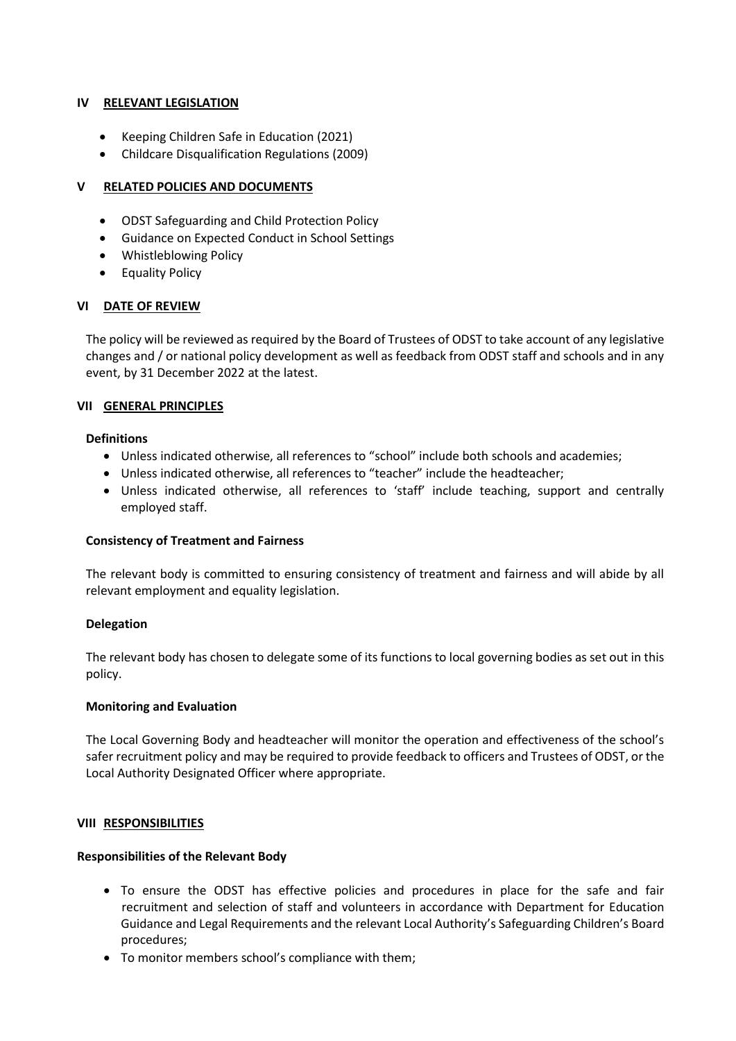## IV RELEVANT LEGISLATION

- Keeping Children Safe in Education (2021)
- Childcare Disqualification Regulations (2009)

## V RELATED POLICIES AND DOCUMENTS

- ODST Safeguarding and Child Protection Policy
- Guidance on Expected Conduct in School Settings
- Whistleblowing Policy
- Equality Policy

## VI DATE OF REVIEW

The policy will be reviewed as required by the Board of Trustees of ODST to take account of any legislative changes and / or national policy development as well as feedback from ODST staff and schools and in any event, by 31 December 2022 at the latest.

## VII GENERAL PRINCIPLES

### Definitions

- Unless indicated otherwise, all references to "school" include both schools and academies;
- Unless indicated otherwise, all references to "teacher" include the headteacher;
- Unless indicated otherwise, all references to 'staff' include teaching, support and centrally employed staff.

### Consistency of Treatment and Fairness

The relevant body is committed to ensuring consistency of treatment and fairness and will abide by all relevant employment and equality legislation.

### Delegation

The relevant body has chosen to delegate some of its functions to local governing bodies as set out in this policy.

### Monitoring and Evaluation

The Local Governing Body and headteacher will monitor the operation and effectiveness of the school's safer recruitment policy and may be required to provide feedback to officers and Trustees of ODST, or the Local Authority Designated Officer where appropriate.

## VIII RESPONSIBILITIES

### Responsibilities of the Relevant Body

- To ensure the ODST has effective policies and procedures in place for the safe and fair recruitment and selection of staff and volunteers in accordance with Department for Education Guidance and Legal Requirements and the relevant Local Authority's Safeguarding Children's Board procedures;
- To monitor members school's compliance with them;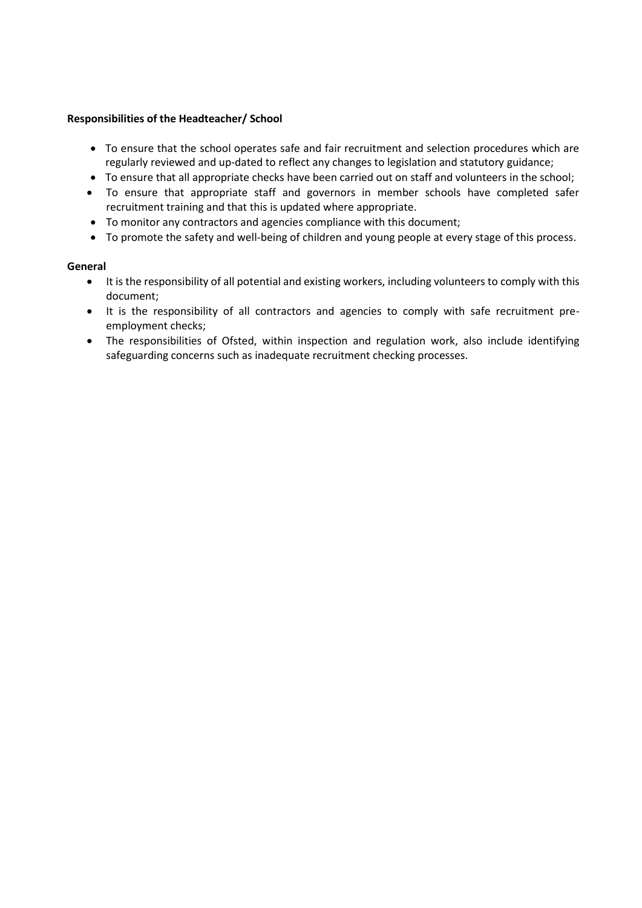**Responsibilities of the Headteacher/ School**

- To ensure that the school operates safe and fair recruitment and selection procedures which are regularly reviewed and up-dated to reflect any changes to legislation and statutory guidance;
- To ensure that all appropriate checks have been carried out on staff and volunteers in the school;
- To ensure that appropriate staff and governors in member schools have completed safer recruitment training and that this is updated where appropriate.
- To monitor any contractors and agencies compliance with this document;
- To promote the safety and well-being of children and young people at every stage of this process.

**General**

- It is the responsibility of all potential and existing workers, including volunteers to comply with this document;
- It is the responsibility of all contractors and agencies to comply with safe recruitment pre-employment checks;
- The responsibilities of Ofsted, within inspection and regulation work, also include identifying safeguarding concerns such as inadequate recruitment checking processes.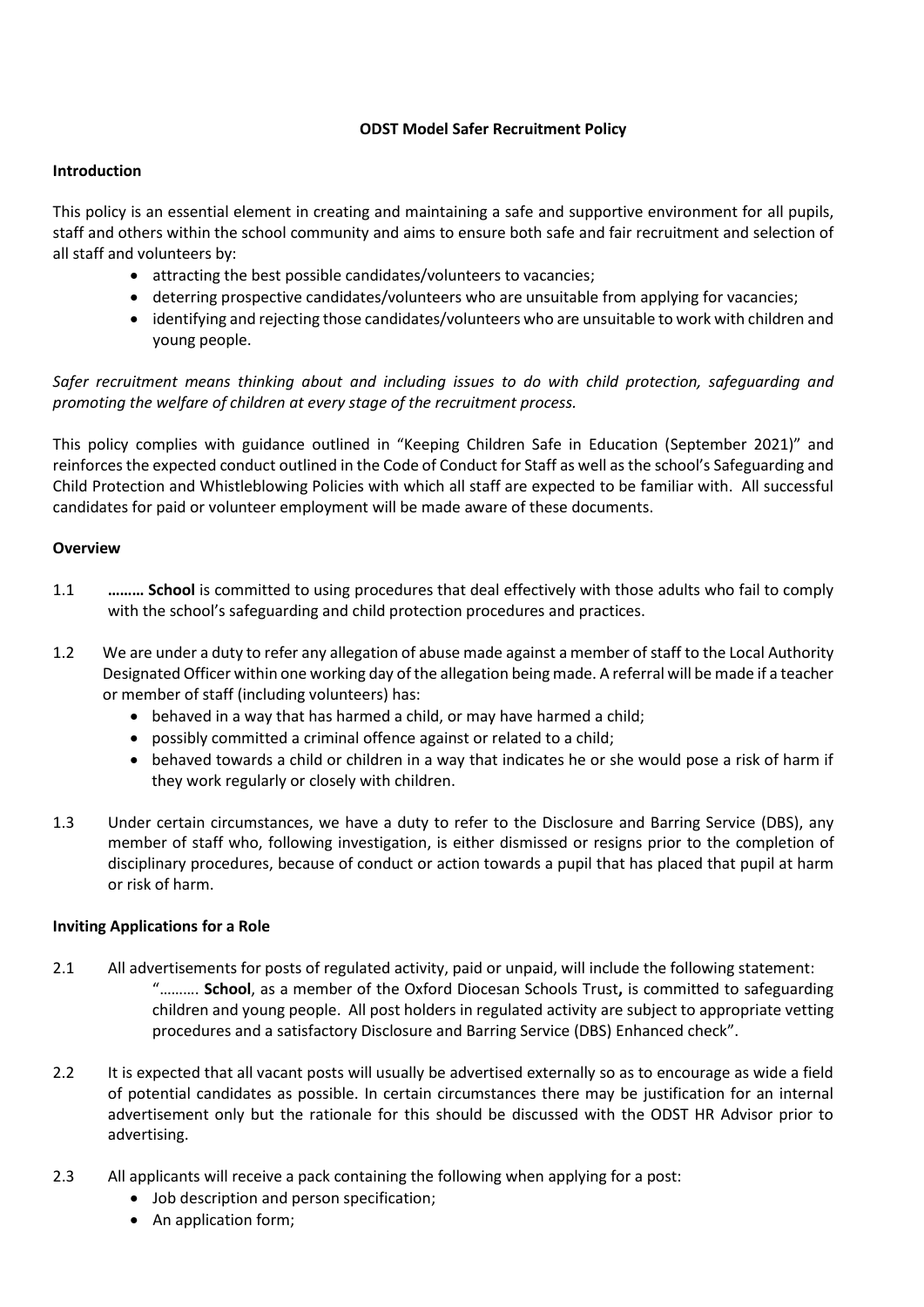**ODST Model Safer Recruitment Policy**

**Introduction**

This policy is an essential element in creating and maintaining a safe and supportive environment for all pupils, staff and others within the school community and aims to ensure both safe and fair recruitment and selection of all staff and volunteers by:

- attracting the best possible candidates/volunteers to vacancies;
- deterring prospective candidates/volunteers who are unsuitable from applying for vacancies;
- identifying and rejecting those candidates/volunteers who are unsuitable to work with children and young people.

*Safer recruitment means thinking about and including issues to do with child protection, safeguarding and promoting the welfare of children at every stage of the recruitment process.*

This policy complies with guidance outlined in "Keeping Children Safe in Education (September 2021)" and reinforces the expected conduct outlined in the Code of Conduct for Staff as well as the school's Safeguarding and Child Protection and Whistleblowing Policies with which all staff are expected to be familiar with. All successful candidates for paid or volunteer employment will be made aware of these documents.

**Overview**

1.1 **……… School** is committed to using procedures that deal effectively with those adults who fail to comply with the school's safeguarding and child protection procedures and practices.

1.2 We are under a duty to refer any allegation of abuse made against a member of staff to the Local Authority Designated Officer within one working day of the allegation being made. A referral will be made if a teacher or member of staff (including volunteers) has:
- behaved in a way that has harmed a child, or may have harmed a child;
- possibly committed a criminal offence against or related to a child;
- behaved towards a child or children in a way that indicates he or she would pose a risk of harm if they work regularly or closely with children.

1.3 Under certain circumstances, we have a duty to refer to the Disclosure and Barring Service (DBS), any member of staff who, following investigation, is either dismissed or resigns prior to the completion of disciplinary procedures, because of conduct or action towards a pupil that has placed that pupil at harm or risk of harm.

**Inviting Applications for a Role**

2.1 All advertisements for posts of regulated activity, paid or unpaid, will include the following statement:
"………. **School**, as a member of the Oxford Diocesan Schools Trust**,** is committed to safeguarding children and young people. All post holders in regulated activity are subject to appropriate vetting procedures and a satisfactory Disclosure and Barring Service (DBS) Enhanced check".

2.2 It is expected that all vacant posts will usually be advertised externally so as to encourage as wide a field of potential candidates as possible. In certain circumstances there may be justification for an internal advertisement only but the rationale for this should be discussed with the ODST HR Advisor prior to advertising.

2.3 All applicants will receive a pack containing the following when applying for a post:
- Job description and person specification;
- An application form;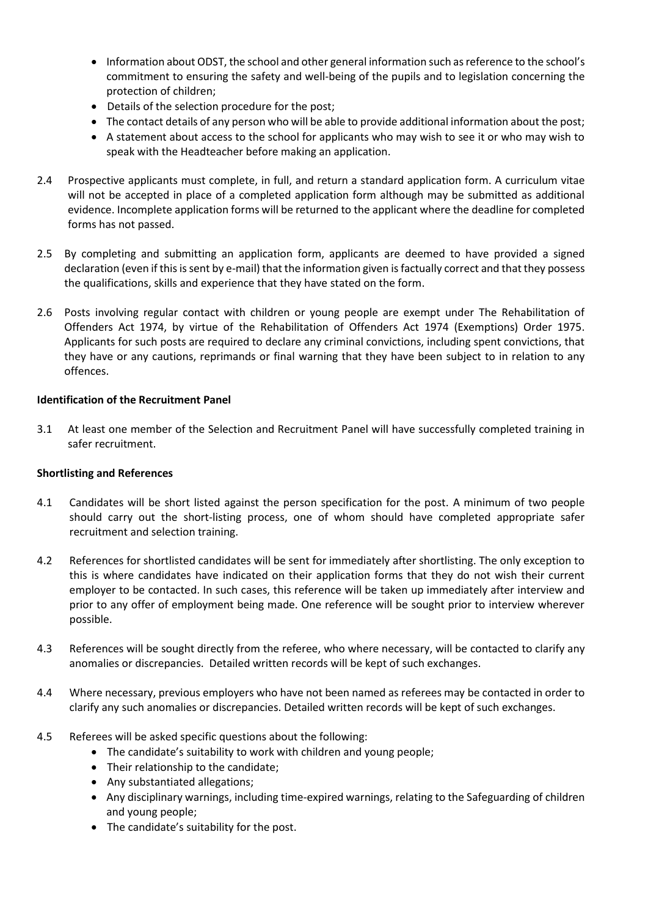- Information about ODST, the school and other general information such as reference to the school's commitment to ensuring the safety and well-being of the pupils and to legislation concerning the protection of children;
- Details of the selection procedure for the post;
- The contact details of any person who will be able to provide additional information about the post;
- A statement about access to the school for applicants who may wish to see it or who may wish to speak with the Headteacher before making an application.

2.4 Prospective applicants must complete, in full, and return a standard application form. A curriculum vitae will not be accepted in place of a completed application form although may be submitted as additional evidence. Incomplete application forms will be returned to the applicant where the deadline for completed forms has not passed.

2.5 By completing and submitting an application form, applicants are deemed to have provided a signed declaration (even if this is sent by e-mail) that the information given is factually correct and that they possess the qualifications, skills and experience that they have stated on the form.

2.6 Posts involving regular contact with children or young people are exempt under The Rehabilitation of Offenders Act 1974, by virtue of the Rehabilitation of Offenders Act 1974 (Exemptions) Order 1975. Applicants for such posts are required to declare any criminal convictions, including spent convictions, that they have or any cautions, reprimands or final warning that they have been subject to in relation to any offences.

**Identification of the Recruitment Panel**

3.1 At least one member of the Selection and Recruitment Panel will have successfully completed training in safer recruitment.

**Shortlisting and References**

4.1 Candidates will be short listed against the person specification for the post. A minimum of two people should carry out the short-listing process, one of whom should have completed appropriate safer recruitment and selection training.

4.2 References for shortlisted candidates will be sent for immediately after shortlisting. The only exception to this is where candidates have indicated on their application forms that they do not wish their current employer to be contacted. In such cases, this reference will be taken up immediately after interview and prior to any offer of employment being made. One reference will be sought prior to interview wherever possible.

4.3 References will be sought directly from the referee, who where necessary, will be contacted to clarify any anomalies or discrepancies. Detailed written records will be kept of such exchanges.

4.4 Where necessary, previous employers who have not been named as referees may be contacted in order to clarify any such anomalies or discrepancies. Detailed written records will be kept of such exchanges.

4.5 Referees will be asked specific questions about the following:
- The candidate's suitability to work with children and young people;
- Their relationship to the candidate;
- Any substantiated allegations;
- Any disciplinary warnings, including time-expired warnings, relating to the Safeguarding of children and young people;
- The candidate's suitability for the post.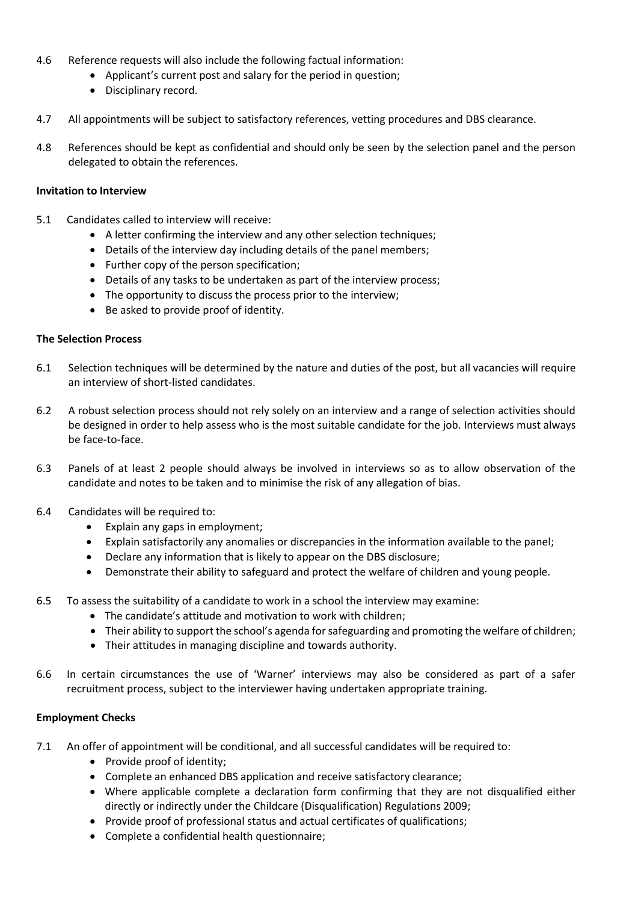4.6 Reference requests will also include the following factual information:

- Applicant's current post and salary for the period in question;
- Disciplinary record.

4.7 All appointments will be subject to satisfactory references, vetting procedures and DBS clearance.

4.8 References should be kept as confidential and should only be seen by the selection panel and the person delegated to obtain the references.

**Invitation to Interview**

5.1 Candidates called to interview will receive:

- A letter confirming the interview and any other selection techniques;
- Details of the interview day including details of the panel members;
- Further copy of the person specification;
- Details of any tasks to be undertaken as part of the interview process;
- The opportunity to discuss the process prior to the interview;
- Be asked to provide proof of identity.

**The Selection Process**

6.1 Selection techniques will be determined by the nature and duties of the post, but all vacancies will require an interview of short-listed candidates.

6.2 A robust selection process should not rely solely on an interview and a range of selection activities should be designed in order to help assess who is the most suitable candidate for the job. Interviews must always be face-to-face.

6.3 Panels of at least 2 people should always be involved in interviews so as to allow observation of the candidate and notes to be taken and to minimise the risk of any allegation of bias.

6.4 Candidates will be required to:

- Explain any gaps in employment;
- Explain satisfactorily any anomalies or discrepancies in the information available to the panel;
- Declare any information that is likely to appear on the DBS disclosure;
- Demonstrate their ability to safeguard and protect the welfare of children and young people.

6.5 To assess the suitability of a candidate to work in a school the interview may examine:

- The candidate's attitude and motivation to work with children;
- Their ability to support the school's agenda for safeguarding and promoting the welfare of children;
- Their attitudes in managing discipline and towards authority.

6.6 In certain circumstances the use of 'Warner' interviews may also be considered as part of a safer recruitment process, subject to the interviewer having undertaken appropriate training.

**Employment Checks**

7.1 An offer of appointment will be conditional, and all successful candidates will be required to:

- Provide proof of identity;
- Complete an enhanced DBS application and receive satisfactory clearance;
- Where applicable complete a declaration form confirming that they are not disqualified either directly or indirectly under the Childcare (Disqualification) Regulations 2009;
- Provide proof of professional status and actual certificates of qualifications;
- Complete a confidential health questionnaire;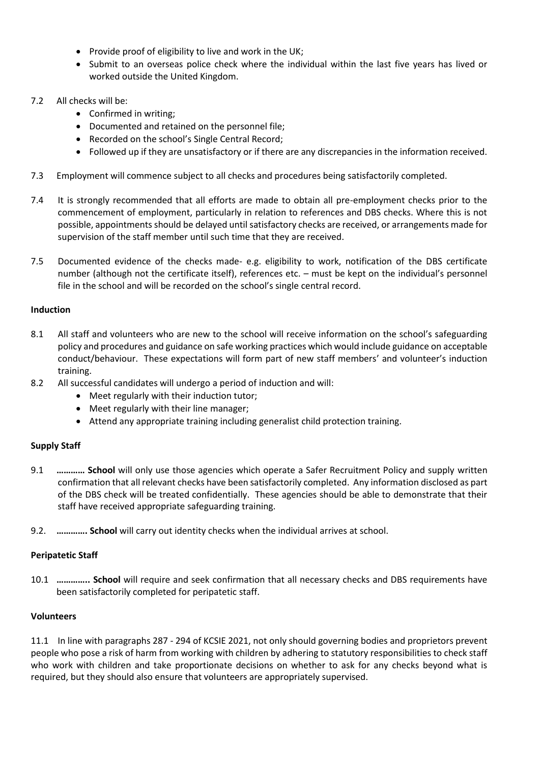- Provide proof of eligibility to live and work in the UK;
- Submit to an overseas police check where the individual within the last five years has lived or worked outside the United Kingdom.

7.2 All checks will be:

- Confirmed in writing;
- Documented and retained on the personnel file;
- Recorded on the school's Single Central Record;
- Followed up if they are unsatisfactory or if there are any discrepancies in the information received.

7.3 Employment will commence subject to all checks and procedures being satisfactorily completed.

7.4 It is strongly recommended that all efforts are made to obtain all pre-employment checks prior to the commencement of employment, particularly in relation to references and DBS checks. Where this is not possible, appointments should be delayed until satisfactory checks are received, or arrangements made for supervision of the staff member until such time that they are received.

7.5 Documented evidence of the checks made- e.g. eligibility to work, notification of the DBS certificate number (although not the certificate itself), references etc. – must be kept on the individual's personnel file in the school and will be recorded on the school's single central record.

**Induction**

8.1 All staff and volunteers who are new to the school will receive information on the school's safeguarding policy and procedures and guidance on safe working practices which would include guidance on acceptable conduct/behaviour. These expectations will form part of new staff members' and volunteer's induction training.

8.2 All successful candidates will undergo a period of induction and will:

- Meet regularly with their induction tutor;
- Meet regularly with their line manager;
- Attend any appropriate training including generalist child protection training.

**Supply Staff**

9.1 **………… School** will only use those agencies which operate a Safer Recruitment Policy and supply written confirmation that all relevant checks have been satisfactorily completed. Any information disclosed as part of the DBS check will be treated confidentially. These agencies should be able to demonstrate that their staff have received appropriate safeguarding training.

9.2. **…………. School** will carry out identity checks when the individual arrives at school.

**Peripatetic Staff**

10.1 **………….. School** will require and seek confirmation that all necessary checks and DBS requirements have been satisfactorily completed for peripatetic staff.

**Volunteers**

11.1 In line with paragraphs 287 - 294 of KCSIE 2021, not only should governing bodies and proprietors prevent people who pose a risk of harm from working with children by adhering to statutory responsibilities to check staff who work with children and take proportionate decisions on whether to ask for any checks beyond what is required, but they should also ensure that volunteers are appropriately supervised.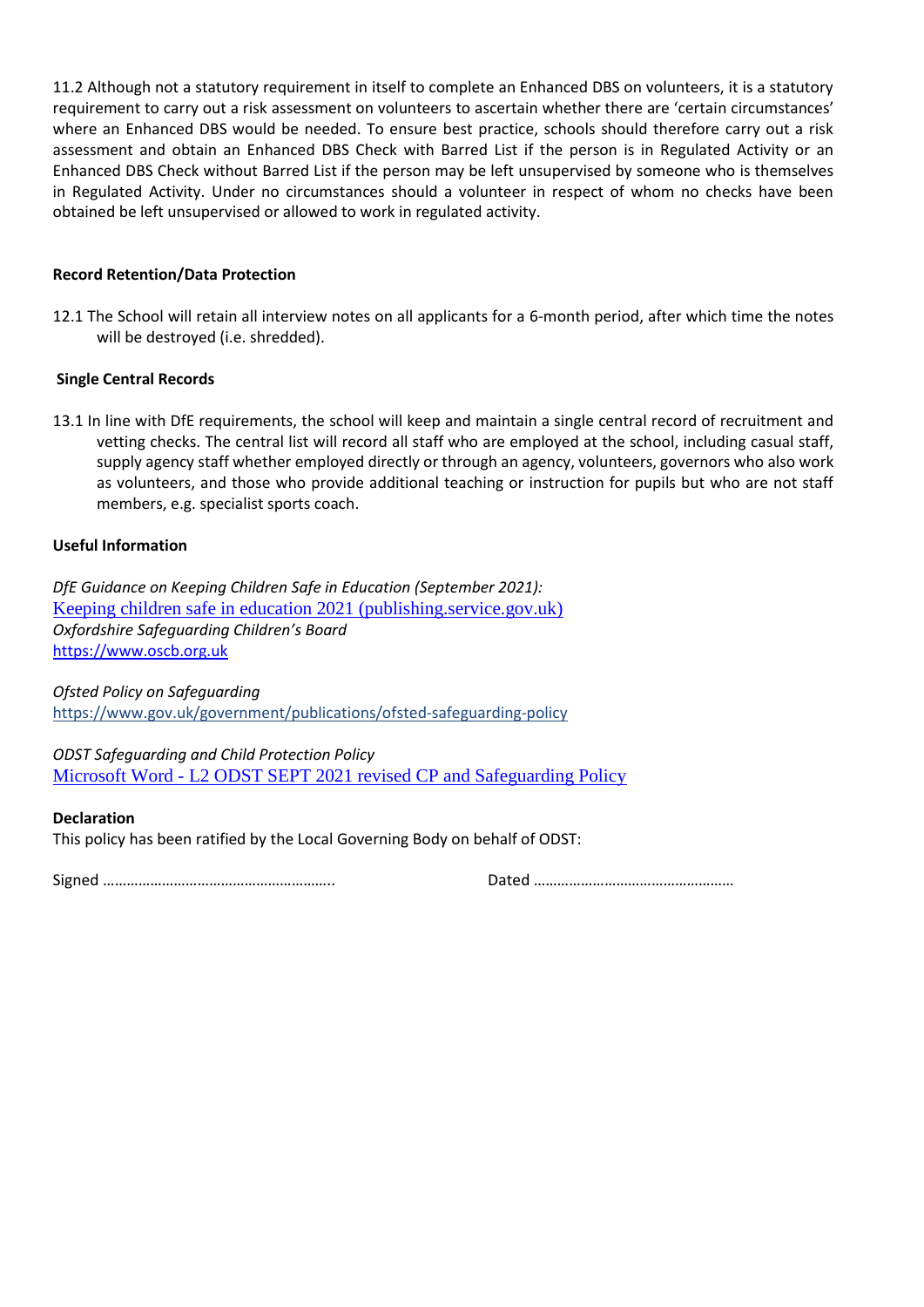11.2 Although not a statutory requirement in itself to complete an Enhanced DBS on volunteers, it is a statutory requirement to carry out a risk assessment on volunteers to ascertain whether there are 'certain circumstances' where an Enhanced DBS would be needed. To ensure best practice, schools should therefore carry out a risk assessment and obtain an Enhanced DBS Check with Barred List if the person is in Regulated Activity or an Enhanced DBS Check without Barred List if the person may be left unsupervised by someone who is themselves in Regulated Activity. Under no circumstances should a volunteer in respect of whom no checks have been obtained be left unsupervised or allowed to work in regulated activity.

**Record Retention/Data Protection**

12.1 The School will retain all interview notes on all applicants for a 6-month period, after which time the notes will be destroyed (i.e. shredded).

**Single Central Records**

13.1 In line with DfE requirements, the school will keep and maintain a single central record of recruitment and vetting checks. The central list will record all staff who are employed at the school, including casual staff, supply agency staff whether employed directly or through an agency, volunteers, governors who also work as volunteers, and those who provide additional teaching or instruction for pupils but who are not staff members, e.g. specialist sports coach.

**Useful Information**

*DfE Guidance on Keeping Children Safe in Education (September 2021):*
Keeping children safe in education 2021 (publishing.service.gov.uk)
*Oxfordshire Safeguarding Children's Board*
https://www.oscb.org.uk

*Ofsted Policy on Safeguarding*
https://www.gov.uk/government/publications/ofsted-safeguarding-policy

*ODST Safeguarding and Child Protection Policy*
Microsoft Word - L2 ODST SEPT 2021 revised CP and Safeguarding Policy

**Declaration**
This policy has been ratified by the Local Governing Body on behalf of ODST:

Signed …………………………………………………..          Dated ……………………………………………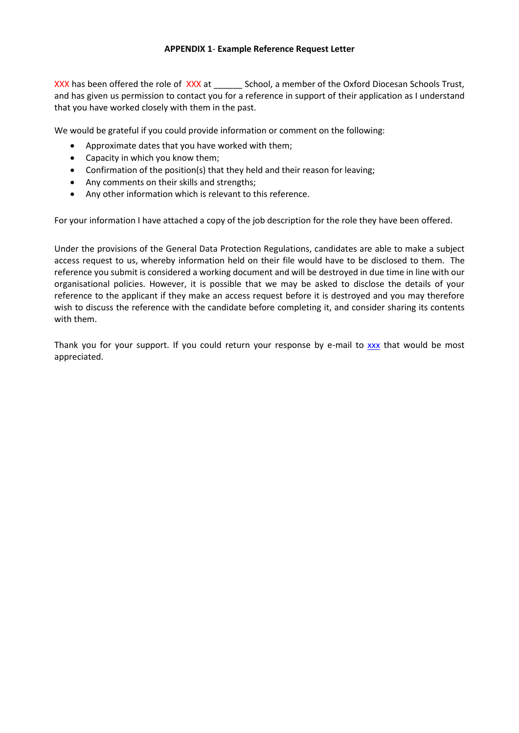**APPENDIX 1- Example Reference Request Letter**

XXX has been offered the role of XXX at ______ School, a member of the Oxford Diocesan Schools Trust, and has given us permission to contact you for a reference in support of their application as I understand that you have worked closely with them in the past.

We would be grateful if you could provide information or comment on the following:

- Approximate dates that you have worked with them;
- Capacity in which you know them;
- Confirmation of the position(s) that they held and their reason for leaving;
- Any comments on their skills and strengths;
- Any other information which is relevant to this reference.

For your information I have attached a copy of the job description for the role they have been offered.

Under the provisions of the General Data Protection Regulations, candidates are able to make a subject access request to us, whereby information held on their file would have to be disclosed to them. The reference you submit is considered a working document and will be destroyed in due time in line with our organisational policies. However, it is possible that we may be asked to disclose the details of your reference to the applicant if they make an access request before it is destroyed and you may therefore wish to discuss the reference with the candidate before completing it, and consider sharing its contents with them.

Thank you for your support. If you could return your response by e-mail to xxx that would be most appreciated.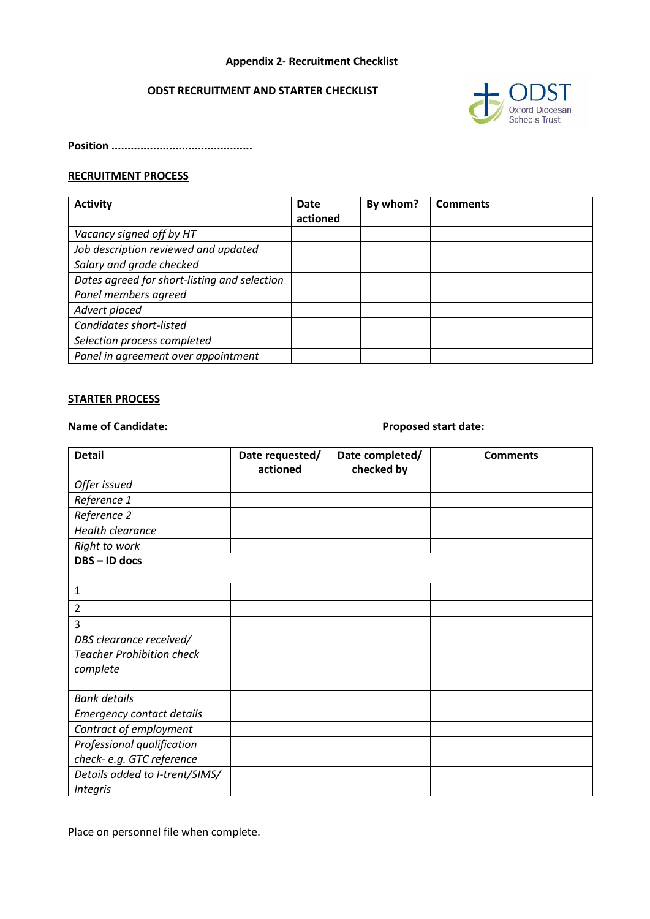**Appendix 2- Recruitment Checklist**

**ODST RECRUITMENT AND STARTER CHECKLIST**

ODST Oxford Diocesan Schools Trust

**Position ............................................**

**RECRUITMENT PROCESS**

| Activity | Date actioned | By whom? | Comments |
|---|---|---|---|
| *Vacancy signed off by HT* | | | |
| *Job description reviewed and updated* | | | |
| *Salary and grade checked* | | | |
| *Dates agreed for short-listing and selection* | | | |
| *Panel members agreed* | | | |
| *Advert placed* | | | |
| *Candidates short-listed* | | | |
| *Selection process completed* | | | |
| *Panel in agreement over appointment* | | | |

**STARTER PROCESS**

**Name of Candidate:** **Proposed start date:**

| Detail | Date requested/ actioned | Date completed/ checked by | Comments |
|---|---|---|---|
| *Offer issued* | | | |
| *Reference 1* | | | |
| *Reference 2* | | | |
| *Health clearance* | | | |
| *Right to work* | | | |
| **DBS – ID docs** | | | |
| 1 | | | |
| 2 | | | |
| 3 | | | |
| *DBS clearance received/ Teacher Prohibition check complete* | | | |
| *Bank details* | | | |
| *Emergency contact details* | | | |
| *Contract of employment* | | | |
| *Professional qualification check- e.g. GTC reference* | | | |
| *Details added to I-trent/SIMS/ Integris* | | | |

Place on personnel file when complete.